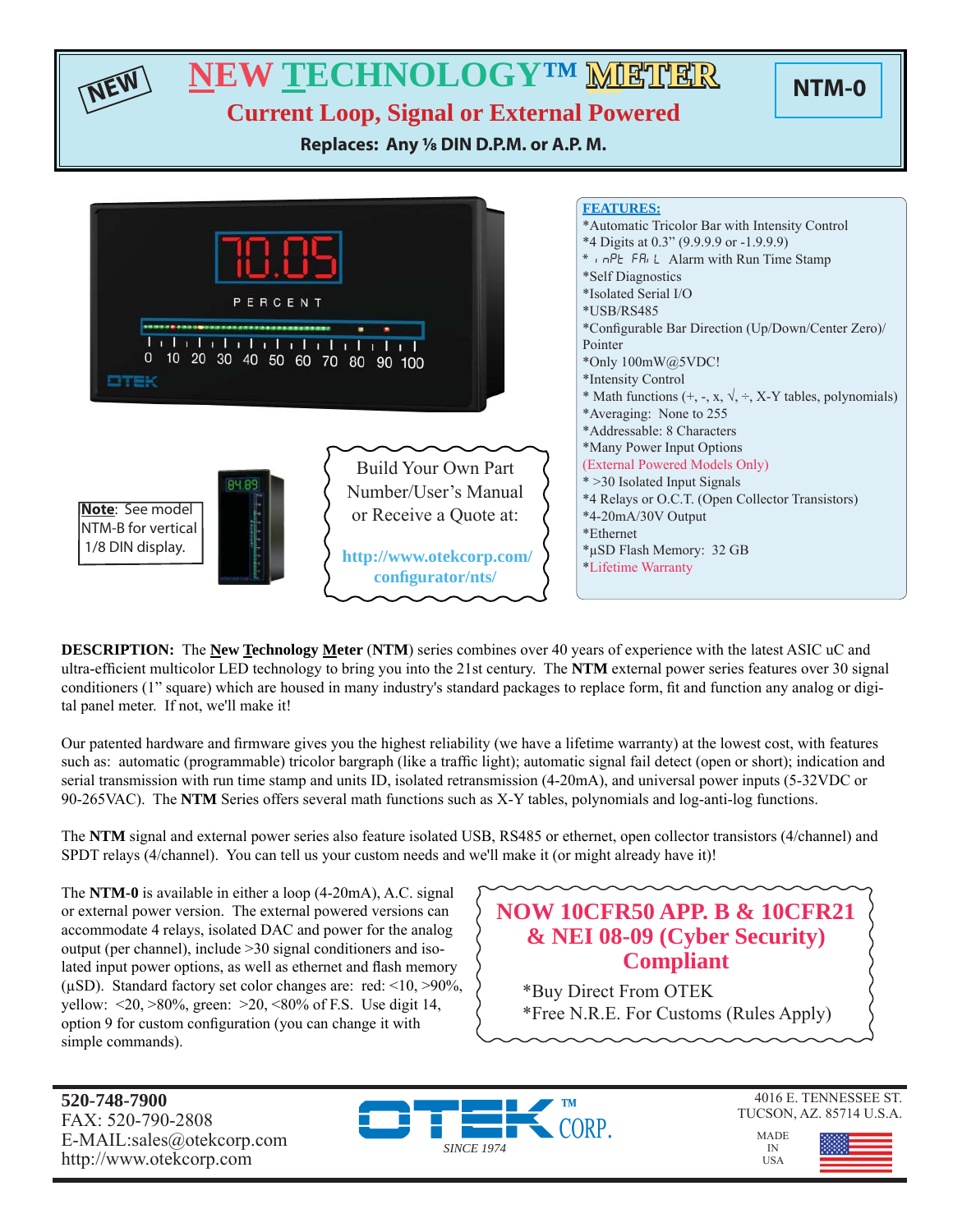NEW

# NEW TECHNOLOGY™ METER

## Current Loop, Signal or External Powered

**Replaces: Any ⅛ DIN D.P.M. or A.P.M.**

**NTM-0**

**Note**: See model NTM-B for vertical 1/8 DIN display.

Build Your Own Part Number/User's Manual or Receive a Quote at:

http://www.otekcorp.com/configurator/nts/

**FEATURES:**

- *Automatic Tricolor Bar with Intensity Control
- *4 Digits at 0.3" (9.9.9.9 or -1.9.9.9)
- * inPt FAiL Alarm with Run Time Stamp
- *Self Diagnostics
- *Isolated Serial I/O
- *USB/RS485
- *Configurable Bar Direction (Up/Down/Center Zero)/Pointer
- *Only 100mW@5VDC!
- *Intensity Control
- * Math functions (+, -, x, √, ÷, X-Y tables, polynomials)
- *Averaging: None to 255
- *Addressable: 8 Characters
- *Many Power Input Options

(External Powered Models Only)

- * >30 Isolated Input Signals
- *4 Relays or O.C.T. (Open Collector Transistors)
- *4-20mA/30V Output
- *Ethernet
- *µSD Flash Memory: 32 GB
- *Lifetime Warranty

**DESCRIPTION:** The **New Technology Meter** (**NTM**) series combines over 40 years of experience with the latest ASIC uC and ultra-efficient multicolor LED technology to bring you into the 21st century. The **NTM** external power series features over 30 signal conditioners (1" square) which are housed in many industry's standard packages to replace form, fit and function any analog or digital panel meter. If not, we'll make it!

Our patented hardware and firmware gives you the highest reliability (we have a lifetime warranty) at the lowest cost, with features such as: automatic (programmable) tricolor bargraph (like a traffic light); automatic signal fail detect (open or short); indication and serial transmission with run time stamp and units ID, isolated retransmission (4-20mA), and universal power inputs (5-32VDC or 90-265VAC). The **NTM** Series offers several math functions such as X-Y tables, polynomials and log-anti-log functions.

The **NTM** signal and external power series also feature isolated USB, RS485 or ethernet, open collector transistors (4/channel) and SPDT relays (4/channel). You can tell us your custom needs and we'll make it (or might already have it)!

The **NTM-0** is available in either a loop (4-20mA), A.C. signal or external power version. The external powered versions can accommodate 4 relays, isolated DAC and power for the analog output (per channel), include >30 signal conditioners and isolated input power options, as well as ethernet and flash memory (µSD). Standard factory set color changes are: red: <10, >90%, yellow: <20, >80%, green: >20, <80% of F.S. Use digit 14, option 9 for custom configuration (you can change it with simple commands).

**NOW 10CFR50 APP. B & 10CFR21 & NEI 08-09 (Cyber Security) Compliant**

*Buy Direct From OTEK
*Free N.R.E. For Customs (Rules Apply)

**520-748-7900**
FAX: 520-790-2808
E-MAIL:sales@otekcorp.com
http://www.otekcorp.com

OTEK™ CORP.
*SINCE 1974*

4016 E. TENNESSEE ST.
TUCSON, AZ. 85714 U.S.A.

MADE IN USA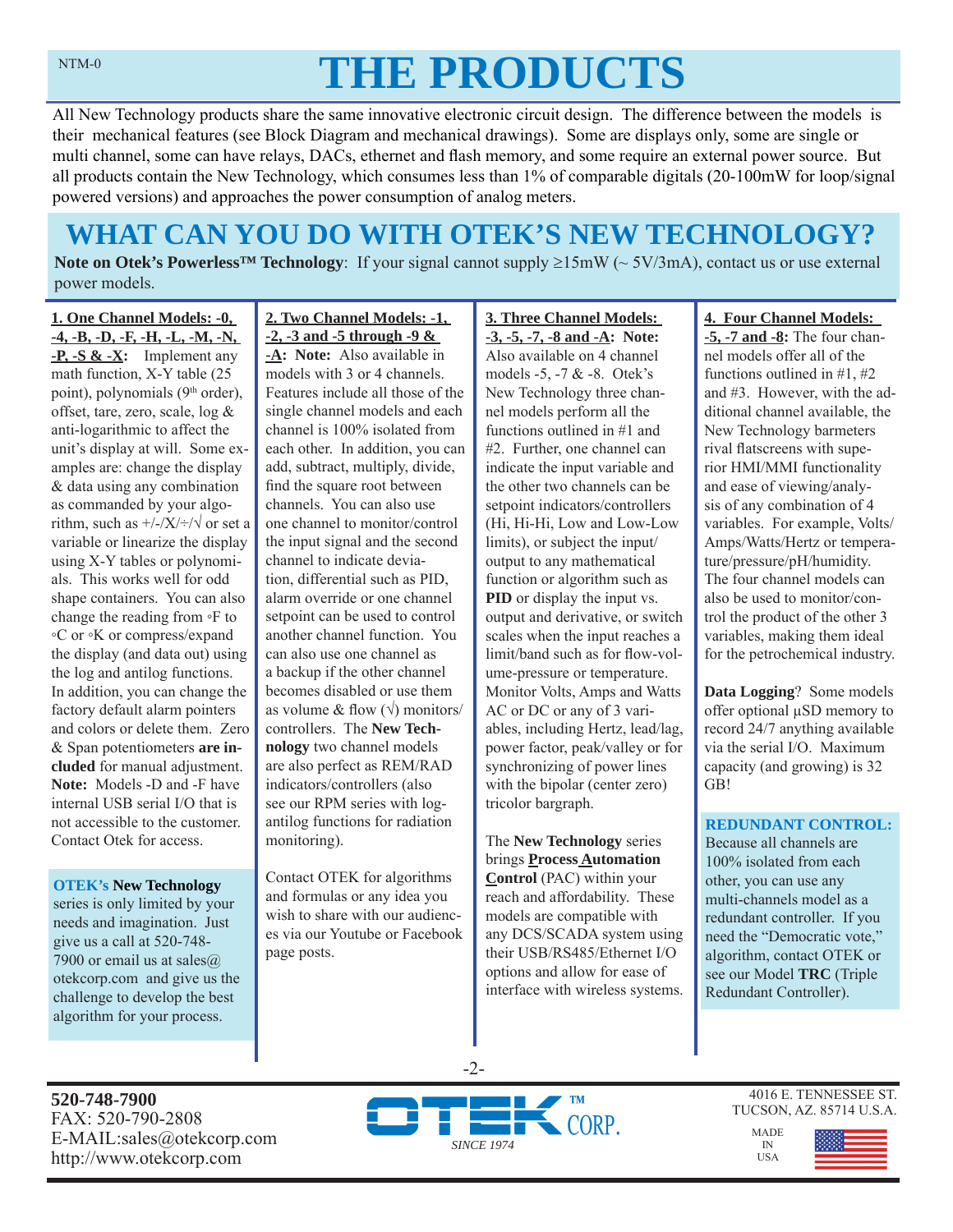# THE PRODUCTS

All New Technology products share the same innovative electronic circuit design. The difference between the models is their mechanical features (see Block Diagram and mechanical drawings). Some are displays only, some are single or multi channel, some can have relays, DACs, ethernet and flash memory, and some require an external power source. But all products contain the New Technology, which consumes less than 1% of comparable digitals (20-100mW for loop/signal powered versions) and approaches the power consumption of analog meters.

## WHAT CAN YOU DO WITH OTEK'S NEW TECHNOLOGY?

**Note on Otek's Powerless™ Technology**: If your signal cannot supply ≥15mW (~ 5V/3mA), contact us or use external power models.

**1. One Channel Models: -0, -4, -B, -D, -F, -H, -L, -M, -N, -P, -S & -X:** Implement any math function, X-Y table (25 point), polynomials (9th order), offset, tare, zero, scale, log & anti-logarithmic to affect the unit's display at will. Some examples are: change the display & data using any combination as commanded by your algorithm, such as +/-/X/÷/√ or set a variable or linearize the display using X-Y tables or polynomials. This works well for odd shape containers. You can also change the reading from ◦F to ◦C or ◦K or compress/expand the display (and data out) using the log and antilog functions. In addition, you can change the factory default alarm pointers and colors or delete them. Zero & Span potentiometers **are included** for manual adjustment. **Note:** Models -D and -F have internal USB serial I/O that is not accessible to the customer. Contact Otek for access.

**OTEK's New Technology** series is only limited by your needs and imagination. Just give us a call at 520-748-7900 or email us at sales@otekcorp.com and give us the challenge to develop the best algorithm for your process.

**2. Two Channel Models: -1, -2, -3 and -5 through -9 & -A: Note:** Also available in models with 3 or 4 channels. Features include all those of the single channel models and each channel is 100% isolated from each other. In addition, you can add, subtract, multiply, divide, find the square root between channels. You can also use one channel to monitor/control the input signal and the second channel to indicate deviation, differential such as PID, alarm override or one channel setpoint can be used to control another channel function. You can also use one channel as a backup if the other channel becomes disabled or use them as volume & flow (√) monitors/controllers. The **New Technology** two channel models are also perfect as REM/RAD indicators/controllers (also see our RPM series with log-antilog functions for radiation monitoring).

Contact OTEK for algorithms and formulas or any idea you wish to share with our audiences via our Youtube or Facebook page posts.

**3. Three Channel Models: -3, -5, -7, -8 and -A: Note:** Also available on 4 channel models -5, -7 & -8. Otek's New Technology three channel models perform all the functions outlined in #1 and #2. Further, one channel can indicate the input variable and the other two channels can be setpoint indicators/controllers (Hi, Hi-Hi, Low and Low-Low limits), or subject the input/output to any mathematical function or algorithm such as **PID** or display the input vs. output and derivative, or switch scales when the input reaches a limit/band such as for flow-volume-pressure or temperature. Monitor Volts, Amps and Watts AC or DC or any of 3 variables, including Hertz, lead/lag, power factor, peak/valley or for synchronizing of power lines with the bipolar (center zero) tricolor bargraph.

The **New Technology** series brings **Process Automation Control** (PAC) within your reach and affordability. These models are compatible with any DCS/SCADA system using their USB/RS485/Ethernet I/O options and allow for ease of interface with wireless systems.

**4. Four Channel Models: -5, -7 and -8:** The four channel models offer all of the functions outlined in #1, #2 and #3. However, with the additional channel available, the New Technology barmeters rival flatscreens with superior HMI/MMI functionality and ease of viewing/analysis of any combination of 4 variables. For example, Volts/Amps/Watts/Hertz or temperature/pressure/pH/humidity. The four channel models can also be used to monitor/control the product of the other 3 variables, making them ideal for the petrochemical industry.

**Data Logging**? Some models offer optional µSD memory to record 24/7 anything available via the serial I/O. Maximum capacity (and growing) is 32 GB!

**REDUNDANT CONTROL:** Because all channels are 100% isolated from each other, you can use any multi-channels model as a redundant controller. If you need the "Democratic vote," algorithm, contact OTEK or see our Model **TRC** (Triple Redundant Controller).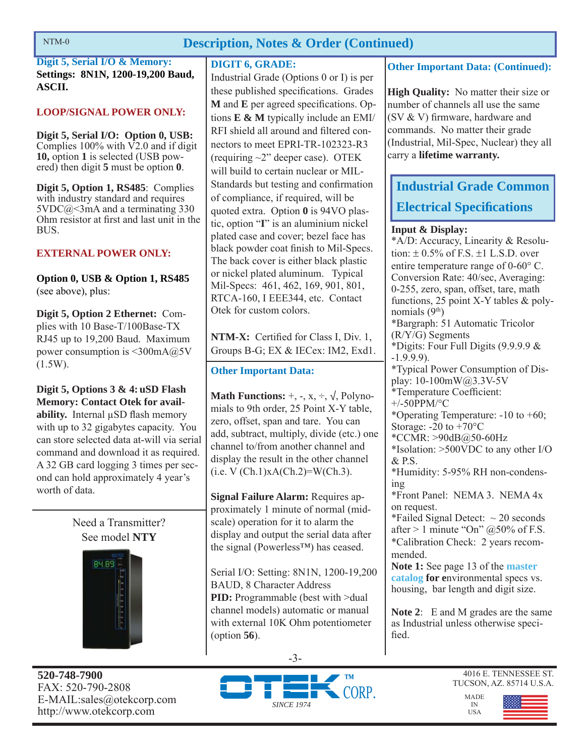## Description, Notes & Order (Continued)

**Digit 5, Serial I/O & Memory:**
**Settings: 8N1N, 1200-19,200 Baud, ASCII.**

**LOOP/SIGNAL POWER ONLY:**

**Digit 5, Serial I/O: Option 0, USB:** Complies 100% with V2.0 and if digit **10,** option **1** is selected (USB powered) then digit **5** must be option **0**.

**Digit 5, Option 1, RS485**: Complies with industry standard and requires 5VDC@<3mA and a terminating 330 Ohm resistor at first and last unit in the BUS.

**EXTERNAL POWER ONLY:**

**Option 0, USB & Option 1, RS485** (see above), plus:

**Digit 5, Option 2 Ethernet:** Complies with 10 Base-T/100Base-TX RJ45 up to 19,200 Baud. Maximum power consumption is <300mA@5V (1.5W).

**Digit 5, Options 3 & 4: uSD Flash Memory: Contact Otek for availability.** Internal µSD flash memory with up to 32 gigabytes capacity. You can store selected data at-will via serial command and download it as required. A 32 GB card logging 3 times per second can hold approximately 4 year's worth of data.

Need a Transmitter?
See model **NTY**

**DIGIT 6, GRADE:**
Industrial Grade (Options 0 or I) is per these published specifications. Grades **M** and **E** per agreed specifications. Options **E & M** typically include an EMI/RFI shield all around and filtered connectors to meet EPRI-TR-102323-R3 (requiring ~2" deeper case). OTEK will build to certain nuclear or MIL-Standards but testing and confirmation of compliance, if required, will be quoted extra. Option **0** is 94VO plastic, option "**I**" is an aluminium nickel plated case and cover; bezel face has black powder coat finish to Mil-Specs. The back cover is either black plastic or nickel plated aluminum. Typical Mil-Specs: 461, 462, 169, 901, 801, RTCA-160, I EEE344, etc. Contact Otek for custom colors.

**NTM-X:** Certified for Class I, Div. 1, Groups B-G; EX & IECex: IM2, Exd1.

**Other Important Data:**

**Math Functions:** +, -, x, ÷, √, Polynomials to 9th order, 25 Point X-Y table, zero, offset, span and tare. You can add, subtract, multiply, divide (etc.) one channel to/from another channel and display the result in the other channel (i.e. V (Ch.1)xA(Ch.2)=W(Ch.3).

**Signal Failure Alarm:** Requires approximately 1 minute of normal (mid-scale) operation for it to alarm the display and output the serial data after the signal (Powerless™) has ceased.

Serial I/O: Setting: 8N1N, 1200-19,200 BAUD, 8 Character Address
**PID:** Programmable (best with >dual channel models) automatic or manual with external 10K Ohm potentiometer (option **56**).

**Other Important Data: (Continued):**

**High Quality:** No matter their size or number of channels all use the same (SV & V) firmware, hardware and commands. No matter their grade (Industrial, Mil-Spec, Nuclear) they all carry a **lifetime warranty.**

## Industrial Grade Common Electrical Specifications

**Input & Display:**
*A/D: Accuracy, Linearity & Resolution: ± 0.5% of F.S. ±1 L.S.D. over entire temperature range of 0-60° C. Conversion Rate: 40/sec, Averaging: 0-255, zero, span, offset, tare, math functions, 25 point X-Y tables & polynomials (9th)
*Bargraph: 51 Automatic Tricolor (R/Y/G) Segments
*Digits: Four Full Digits (9.9.9.9 & -1.9.9.9).
*Typical Power Consumption of Display: 10-100mW@3.3V-5V
*Temperature Coefficient: +/-50PPM/°C
*Operating Temperature: -10 to +60; Storage: -20 to +70°C
*CCMR: >90dB@50-60Hz
*Isolation: >500VDC to any other I/O & P.S.
*Humidity: 5-95% RH non-condensing
*Front Panel: NEMA 3. NEMA 4x on request.
*Failed Signal Detect: ~ 20 seconds after > 1 minute "On" @50% of F.S.
*Calibration Check: 2 years recommended.
**Note 1:** See page 13 of the **master catalog for e**nvironmental specs vs. housing, bar length and digit size.

**Note 2**: E and M grades are the same as Industrial unless otherwise specified.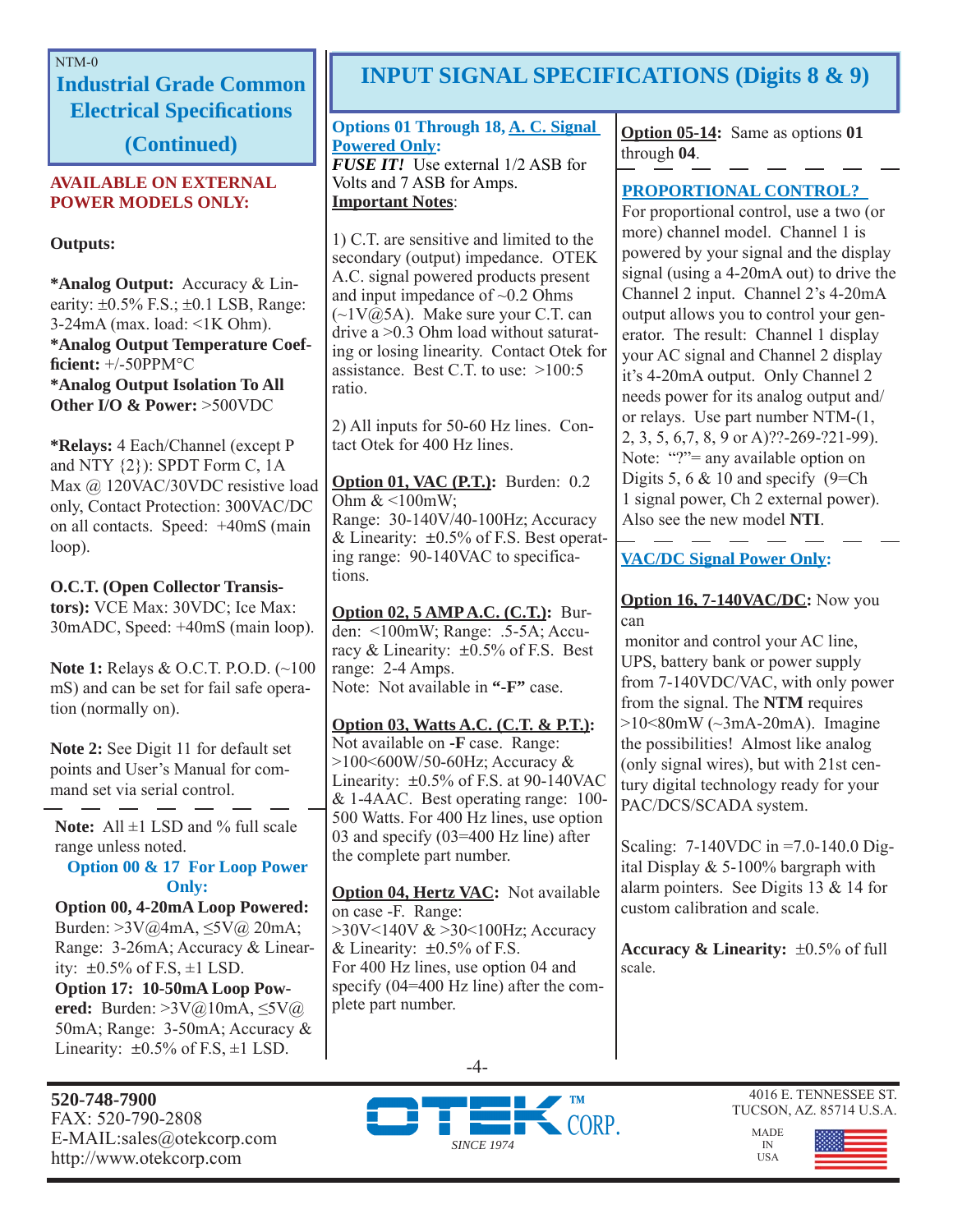NTM-0

## Industrial Grade Common Electrical Specifications (Continued)

**AVAILABLE ON EXTERNAL POWER MODELS ONLY:**

**Outputs:**

**\*Analog Output:** Accuracy & Linearity: ±0.5% F.S.; ±0.1 LSB, Range: 3-24mA (max. load: <1K Ohm).
**\*Analog Output Temperature Coefficient:** +/-50PPM°C
**\*Analog Output Isolation To All Other I/O & Power:** >500VDC

**\*Relays:** 4 Each/Channel (except P and NTY {2}): SPDT Form C, 1A Max @ 120VAC/30VDC resistive load only, Contact Protection: 300VAC/DC on all contacts. Speed: +40mS (main loop).

**O.C.T. (Open Collector Transistors):** VCE Max: 30VDC; Ice Max: 30mADC, Speed: +40mS (main loop).

**Note 1:** Relays & O.C.T. P.O.D. (~100 mS) and can be set for fail safe operation (normally on).

**Note 2:** See Digit 11 for default set points and User's Manual for command set via serial control.

---

**Note:** All ±1 LSD and % full scale range unless noted.

**Option 00 & 17 For Loop Power Only:**

**Option 00, 4-20mA Loop Powered:** Burden: >3V@4mA, ≤5V@ 20mA; Range: 3-26mA; Accuracy & Linearity: ±0.5% of F.S, ±1 LSD.
**Option 17: 10-50mA Loop Powered:** Burden: >3V@10mA, ≤5V@ 50mA; Range: 3-50mA; Accuracy & Linearity: ±0.5% of F.S, ±1 LSD.

## INPUT SIGNAL SPECIFICATIONS (Digits 8 & 9)

**Options 01 Through 18, A. C. Signal Powered Only:**
***FUSE IT!*** Use external 1/2 ASB for Volts and 7 ASB for Amps.
**Important Notes**:

1) C.T. are sensitive and limited to the secondary (output) impedance. OTEK A.C. signal powered products present and input impedance of ~0.2 Ohms (~1V@5A). Make sure your C.T. can drive a >0.3 Ohm load without saturating or losing linearity. Contact Otek for assistance. Best C.T. to use: >100:5 ratio.

2) All inputs for 50-60 Hz lines. Contact Otek for 400 Hz lines.

**Option 01, VAC (P.T.):** Burden: 0.2 Ohm & <100mW;
Range: 30-140V/40-100Hz; Accuracy & Linearity: ±0.5% of F.S. Best operating range: 90-140VAC to specifications.

**Option 02, 5 AMP A.C. (C.T.):** Burden: <100mW; Range: .5-5A; Accuracy & Linearity: ±0.5% of F.S. Best range: 2-4 Amps.
Note: Not available in **"-F"** case.

**Option 03, Watts A.C. (C.T. & P.T.):** Not available on **-F** case. Range: >100<600W/50-60Hz; Accuracy & Linearity: ±0.5% of F.S. at 90-140VAC & 1-4AAC. Best operating range: 100-500 Watts. For 400 Hz lines, use option 03 and specify (03=400 Hz line) after the complete part number.

**Option 04, Hertz VAC:** Not available on case -F. Range: >30V<140V & >30<100Hz; Accuracy & Linearity: ±0.5% of F.S.
For 400 Hz lines, use option 04 and specify (04=400 Hz line) after the complete part number.

**Option 05-14:** Same as options **01** through **04**.

---

**PROPORTIONAL CONTROL?**
For proportional control, use a two (or more) channel model. Channel 1 is powered by your signal and the display signal (using a 4-20mA out) to drive the Channel 2 input. Channel 2's 4-20mA output allows you to control your generator. The result: Channel 1 display your AC signal and Channel 2 display it's 4-20mA output. Only Channel 2 needs power for its analog output and/or relays. Use part number NTM-(1, 2, 3, 5, 6,7, 8, 9 or A)??-269-?21-99). Note: "?"= any available option on Digits 5, 6 & 10 and specify (9=Ch 1 signal power, Ch 2 external power). Also see the new model **NTI**.

---

**VAC/DC Signal Power Only:**

**Option 16, 7-140VAC/DC:** Now you can monitor and control your AC line, UPS, battery bank or power supply from 7-140VDC/VAC, with only power from the signal. The **NTM** requires >10<80mW (~3mA-20mA). Imagine the possibilities! Almost like analog (only signal wires), but with 21st century digital technology ready for your PAC/DCS/SCADA system.

Scaling: 7-140VDC in =7.0-140.0 Digital Display & 5-100% bargraph with alarm pointers. See Digits 13 & 14 for custom calibration and scale.

**Accuracy & Linearity:** ±0.5% of full scale.

**520-748-7900**
FAX: 520-790-2808
E-MAIL:sales@otekcorp.com
http://www.otekcorp.com

OTEK™ CORP. SINCE 1974

4016 E. TENNESSEE ST.
TUCSON, AZ. 85714 U.S.A.
MADE IN USA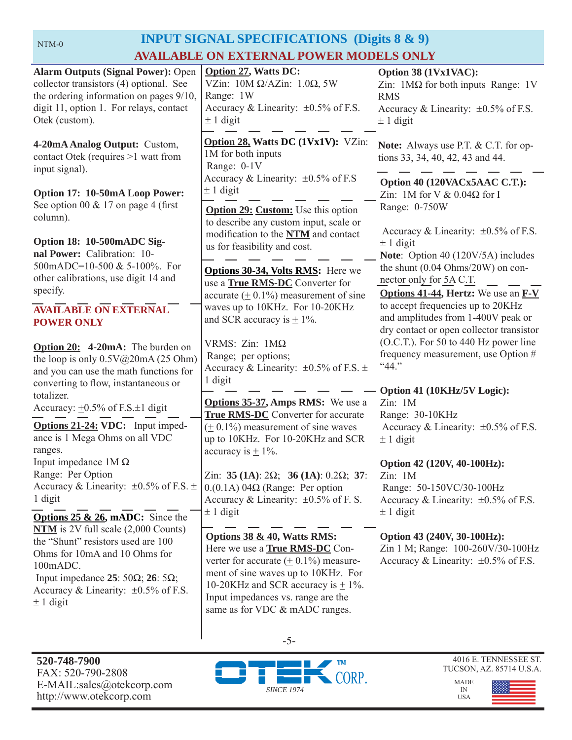# INPUT SIGNAL SPECIFICATIONS (Digits 8 & 9)
## AVAILABLE ON EXTERNAL POWER MODELS ONLY

**Alarm Outputs (Signal Power):** Open collector transistors (4) optional. See the ordering information on pages 9/10, digit 11, option 1. For relays, contact Otek (custom).

**4-20mA Analog Output:** Custom, contact Otek (requires >1 watt from input signal).

**Option 17: 10-50mA Loop Power:** See option 00 & 17 on page 4 (first column).

**Option 18: 10-500mADC Signal Power:** Calibration: 10-500mADC=10-500 & 5-100%. For other calibrations, use digit 14 and specify.

**AVAILABLE ON EXTERNAL POWER ONLY**

**Option 20: 4-20mA:** The burden on the loop is only 0.5V@20mA (25 Ohm) and you can use the math functions for converting to flow, instantaneous or totalizer.
Accuracy: ±0.5% of F.S.±1 digit

**Options 21-24: VDC:** Input impedance is 1 Mega Ohms on all VDC ranges.
Input impedance 1M Ω
Range: Per Option
Accuracy & Linearity: ±0.5% of F.S. ± 1 digit

**Options 25 & 26, mADC:** Since the **NTM** is 2V full scale (2,000 Counts) the "Shunt" resistors used are 100 Ohms for 10mA and 10 Ohms for 100mADC.
Input impedance **25**: 50Ω; **26**: 5Ω;
Accuracy & Linearity: ±0.5% of F.S. ± 1 digit

**Option 27, Watts DC:**
VZin: 10M Ω/AZin: 1.0Ω, 5W
Range: 1W
Accuracy & Linearity: ±0.5% of F.S. ± 1 digit

**Option 28, Watts DC (1Vx1V):** VZin: 1M for both inputs
Range: 0-1V
Accuracy & Linearity: ±0.5% of F.S ± 1 digit

**Option 29: Custom:** Use this option to describe any custom input, scale or modification to the **NTM** and contact us for feasibility and cost.

**Options 30-34, Volts RMS:** Here we use a **True RMS-DC** Converter for accurate (± 0.1%) measurement of sine waves up to 10KHz. For 10-20KHz and SCR accuracy is ± 1%.

VRMS: Zin: 1MΩ
Range; per options;
Accuracy & Linearity: ±0.5% of F.S. ± 1 digit

**Options 35-37, Amps RMS:** We use a **True RMS-DC** Converter for accurate (± 0.1%) measurement of sine waves up to 10KHz. For 10-20KHz and SCR accuracy is ± 1%.

Zin: **35 (1A)**: 2Ω; **36 (1A)**: 0.2Ω; **37**: 0.(0.1A) 04Ω (Range: Per option
Accuracy & Linearity: ±0.5% of F. S. ± 1 digit

**Options 38 & 40, Watts RMS:** Here we use a **True RMS-DC** Converter for accurate (± 0.1%) measurement of sine waves up to 10KHz. For 10-20KHz and SCR accuracy is ± 1%. Input impedances vs. range are the same as for VDC & mADC ranges.

**Option 38 (1Vx1VAC):**
Zin: 1MΩ for both inputs Range: 1V RMS
Accuracy & Linearity: ±0.5% of F.S. ± 1 digit

**Note:** Always use P.T. & C.T. for options 33, 34, 40, 42, 43 and 44.

**Option 40 (120VACx5AAC C.T.):**
Zin: 1M for V & 0.04Ω for I
Range: 0-750W

Accuracy & Linearity: ±0.5% of F.S. ± 1 digit
**Note**: Option 40 (120V/5A) includes the shunt (0.04 Ohms/20W) on connector only for 5A C.T.

**Options 41-44, Hertz:** We use an **F-V** to accept frequencies up to 20KHz and amplitudes from 1-400V peak or dry contact or open collector transistor (O.C.T.). For 50 to 440 Hz power line frequency measurement, use Option # "44."

**Option 41 (10KHz/5V Logic):**
Zin: 1M
Range: 30-10KHz
Accuracy & Linearity: ±0.5% of F.S. ± 1 digit

**Option 42 (120V, 40-100Hz):**
Zin: 1M
Range: 50-150VC/30-100Hz
Accuracy & Linearity: ±0.5% of F.S. ± 1 digit

**Option 43 (240V, 30-100Hz):**
Zin 1 M; Range: 100-260V/30-100Hz
Accuracy & Linearity: ±0.5% of F.S.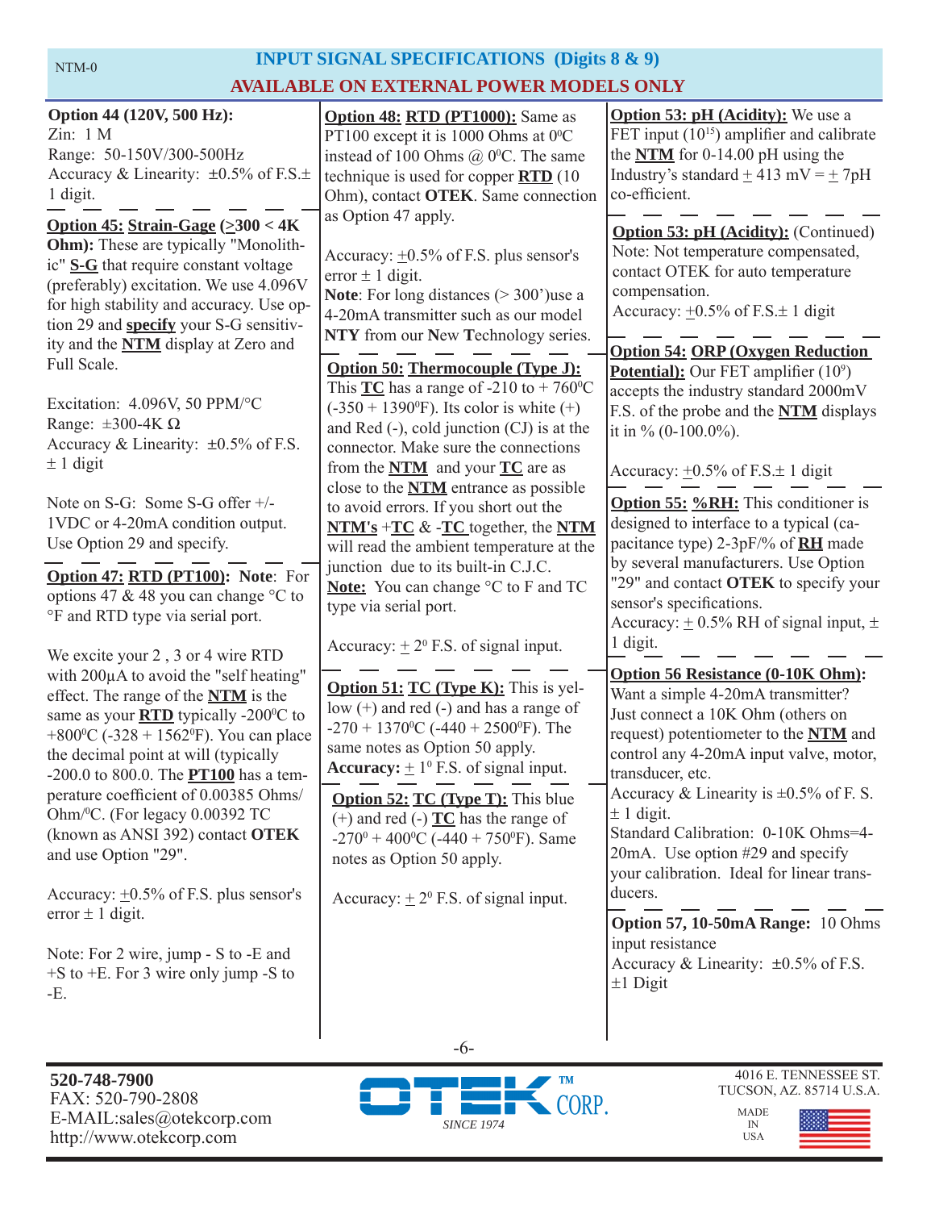# INPUT SIGNAL SPECIFICATIONS (Digits 8 & 9)

## AVAILABLE ON EXTERNAL POWER MODELS ONLY

**Option 44 (120V, 500 Hz):**
Zin: 1 M
Range: 50-150V/300-500Hz
Accuracy & Linearity: ±0.5% of F.S.± 1 digit.

**Option 45: Strain-Gage (≥300 < 4K Ohm):** These are typically "Monolithic" **S-G** that require constant voltage (preferably) excitation. We use 4.096V for high stability and accuracy. Use option 29 and **specify** your S-G sensitivity and the **NTM** display at Zero and Full Scale.

Excitation: 4.096V, 50 PPM/°C
Range: ±300-4K Ω
Accuracy & Linearity: ±0.5% of F.S. ± 1 digit

Note on S-G: Some S-G offer +/- 1VDC or 4-20mA condition output. Use Option 29 and specify.

**Option 47: RTD (PT100): Note**: For options 47 & 48 you can change °C to °F and RTD type via serial port.

We excite your 2 , 3 or 4 wire RTD with 200µA to avoid the "self heating" effect. The range of the **NTM** is the same as your **RTD** typically -200°C to +800°C (-328 + 1562°F). You can place the decimal point at will (typically -200.0 to 800.0. The **PT100** has a temperature coefficient of 0.00385 Ohms/Ohm/°C. (For legacy 0.00392 TC (known as ANSI 392) contact **OTEK** and use Option "29".

Accuracy: ±0.5% of F.S. plus sensor's error ± 1 digit.

Note: For 2 wire, jump - S to -E and +S to +E. For 3 wire only jump -S to -E.

**Option 48: RTD (PT1000):** Same as PT100 except it is 1000 Ohms at 0°C instead of 100 Ohms @ 0°C. The same technique is used for copper **RTD** (10 Ohm), contact **OTEK**. Same connection as Option 47 apply.

Accuracy: ±0.5% of F.S. plus sensor's error ± 1 digit.
**Note**: For long distances (> 300')use a 4-20mA transmitter such as our model **NTY** from our **N**ew **T**echnology series.

**Option 50: Thermocouple (Type J):** This **TC** has a range of -210 to + 760°C (-350 + 1390°F). Its color is white (+) and Red (-), cold junction (CJ) is at the connector. Make sure the connections from the **NTM** and your **TC** are as close to the **NTM** entrance as possible to avoid errors. If you short out the **NTM's** +**TC** & -**TC** together, the **NTM** will read the ambient temperature at the junction due to its built-in C.J.C.
**Note:** You can change °C to F and TC type via serial port.

Accuracy: ± 2° F.S. of signal input.

**Option 51: TC (Type K):** This is yellow (+) and red (-) and has a range of -270 + 1370°C (-440 + 2500°F). The same notes as Option 50 apply.
**Accuracy:** ± 1° F.S. of signal input.

**Option 52: TC (Type T):** This blue (+) and red (-) **TC** has the range of -270° + 400°C (-440 + 750°F). Same notes as Option 50 apply.

Accuracy: ± 2° F.S. of signal input.

**Option 53: pH (Acidity):** We use a FET input ($10^{15}$) amplifier and calibrate the **NTM** for 0-14.00 pH using the Industry's standard ± 413 mV = ± 7pH co-efficient.

**Option 53: pH (Acidity):** (Continued)
Note: Not temperature compensated, contact OTEK for auto temperature compensation.
Accuracy: ±0.5% of F.S.± 1 digit

**Option 54: ORP (Oxygen Reduction Potential):** Our FET amplifier ($10^9$) accepts the industry standard 2000mV F.S. of the probe and the **NTM** displays it in % (0-100.0%).

Accuracy: ±0.5% of F.S.± 1 digit

**Option 55: %RH:** This conditioner is designed to interface to a typical (capacitance type) 2-3pF/% of **RH** made by several manufacturers. Use Option "29" and contact **OTEK** to specify your sensor's specifications.
Accuracy: ± 0.5% RH of signal input, ± 1 digit.

**Option 56 Resistance (0-10K Ohm):** Want a simple 4-20mA transmitter? Just connect a 10K Ohm (others on request) potentiometer to the **NTM** and control any 4-20mA input valve, motor, transducer, etc.
Accuracy & Linearity is ±0.5% of F. S. ± 1 digit.
Standard Calibration: 0-10K Ohms=4-20mA. Use option #29 and specify your calibration. Ideal for linear transducers.

**Option 57, 10-50mA Range:** 10 Ohms input resistance
Accuracy & Linearity: ±0.5% of F.S. ±1 Digit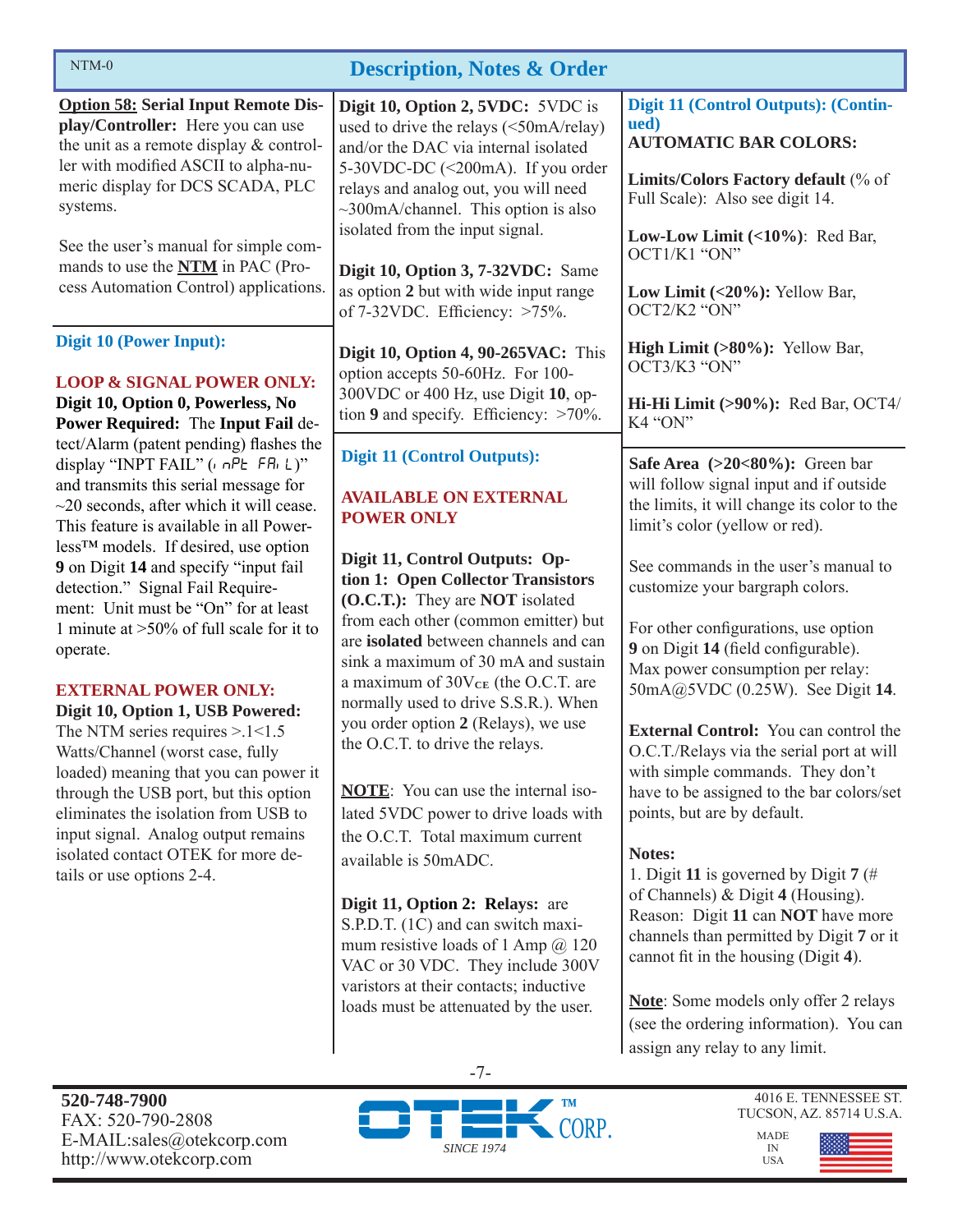## Description, Notes & Order

**Option 58: Serial Input Remote Display/Controller:** Here you can use the unit as a remote display & controller with modified ASCII to alpha-numeric display for DCS SCADA, PLC systems.

See the user's manual for simple commands to use the **NTM** in PAC (Process Automation Control) applications.

### Digit 10 (Power Input):

**LOOP & SIGNAL POWER ONLY:**

**Digit 10, Option 0, Powerless, No Power Required:** The **Input Fail** detect/Alarm (patent pending) flashes the display "INPT FAIL" (inPt FAiL)" and transmits this serial message for ~20 seconds, after which it will cease. This feature is available in all Powerless™ models. If desired, use option **9** on Digit **14** and specify "input fail detection." Signal Fail Requirement: Unit must be "On" for at least 1 minute at >50% of full scale for it to operate.

**EXTERNAL POWER ONLY:**

**Digit 10, Option 1, USB Powered:** The NTM series requires >.1<1.5 Watts/Channel (worst case, fully loaded) meaning that you can power it through the USB port, but this option eliminates the isolation from USB to input signal. Analog output remains isolated contact OTEK for more details or use options 2-4.

**Digit 10, Option 2, 5VDC:** 5VDC is used to drive the relays (<50mA/relay) and/or the DAC via internal isolated 5-30VDC-DC (<200mA). If you order relays and analog out, you will need ~300mA/channel. This option is also isolated from the input signal.

**Digit 10, Option 3, 7-32VDC:** Same as option **2** but with wide input range of 7-32VDC. Efficiency: >75%.

**Digit 10, Option 4, 90-265VAC:** This option accepts 50-60Hz. For 100-300VDC or 400 Hz, use Digit **10**, option **9** and specify. Efficiency: >70%.

### Digit 11 (Control Outputs):

**AVAILABLE ON EXTERNAL POWER ONLY**

**Digit 11, Control Outputs: Option 1: Open Collector Transistors (O.C.T.):** They are **NOT** isolated from each other (common emitter) but are **isolated** between channels and can sink a maximum of 30 mA and sustain a maximum of $30V_{CE}$ (the O.C.T. are normally used to drive S.S.R.). When you order option **2** (Relays), we use the O.C.T. to drive the relays.

**NOTE**: You can use the internal isolated 5VDC power to drive loads with the O.C.T. Total maximum current available is 50mADC.

**Digit 11, Option 2: Relays:** are S.P.D.T. (1C) and can switch maximum resistive loads of 1 Amp @ 120 VAC or 30 VDC. They include 300V varistors at their contacts; inductive loads must be attenuated by the user.

### Digit 11 (Control Outputs): (Continued)

**AUTOMATIC BAR COLORS:**

**Limits/Colors Factory default** (% of Full Scale): Also see digit 14.

**Low-Low Limit (<10%)**: Red Bar, OCT1/K1 "ON"

**Low Limit (<20%):** Yellow Bar, OCT2/K2 "ON"

**High Limit (>80%):** Yellow Bar, OCT3/K3 "ON"

**Hi-Hi Limit (>90%):** Red Bar, OCT4/K4 "ON"

**Safe Area (>20<80%):** Green bar will follow signal input and if outside the limits, it will change its color to the limit's color (yellow or red).

See commands in the user's manual to customize your bargraph colors.

For other configurations, use option **9** on Digit **14** (field configurable). Max power consumption per relay: 50mA@5VDC (0.25W). See Digit **14**.

**External Control:** You can control the O.C.T./Relays via the serial port at will with simple commands. They don't have to be assigned to the bar colors/set points, but are by default.

**Notes:**

1. Digit **11** is governed by Digit **7** (# of Channels) & Digit **4** (Housing). Reason: Digit **11** can **NOT** have more channels than permitted by Digit **7** or it cannot fit in the housing (Digit **4**).

**Note**: Some models only offer 2 relays (see the ordering information). You can assign any relay to any limit.

**520-748-7900**
FAX: 520-790-2808
E-MAIL:sales@otekcorp.com
http://www.otekcorp.com

OTEK™ CORP. SINCE 1974

4016 E. TENNESSEE ST.
TUCSON, AZ. 85714 U.S.A.

MADE IN USA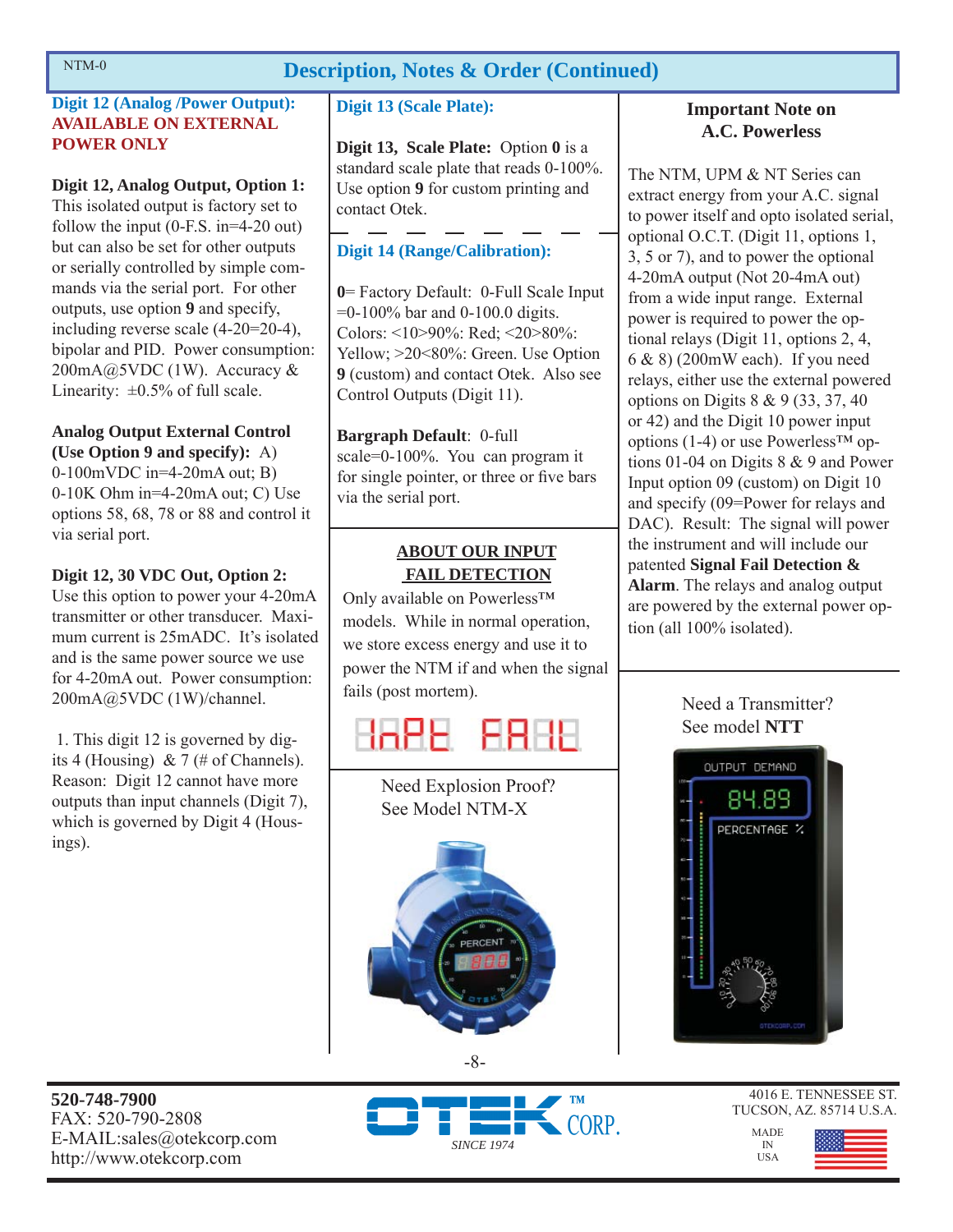## Description, Notes & Order (Continued)

### Digit 12 (Analog /Power Output): AVAILABLE ON EXTERNAL POWER ONLY

**Digit 12, Analog Output, Option 1:** This isolated output is factory set to follow the input (0-F.S. in=4-20 out) but can also be set for other outputs or serially controlled by simple commands via the serial port. For other outputs, use option **9** and specify, including reverse scale (4-20=20-4), bipolar and PID. Power consumption: 200mA@5VDC (1W). Accuracy & Linearity: ±0.5% of full scale.

**Analog Output External Control (Use Option 9 and specify):** A) 0-100mVDC in=4-20mA out; B) 0-10K Ohm in=4-20mA out; C) Use options 58, 68, 78 or 88 and control it via serial port.

**Digit 12, 30 VDC Out, Option 2:** Use this option to power your 4-20mA transmitter or other transducer. Maximum current is 25mADC. It's isolated and is the same power source we use for 4-20mA out. Power consumption: 200mA@5VDC (1W)/channel.

1. This digit 12 is governed by digits 4 (Housing) & 7 (# of Channels). Reason: Digit 12 cannot have more outputs than input channels (Digit 7), which is governed by Digit 4 (Housings).

### Digit 13 (Scale Plate):

**Digit 13, Scale Plate:** Option **0** is a standard scale plate that reads 0-100%. Use option **9** for custom printing and contact Otek.

### Digit 14 (Range/Calibration):

**0**= Factory Default: 0-Full Scale Input =0-100% bar and 0-100.0 digits. Colors: <10>90%: Red; <20>80%: Yellow; >20<80%: Green. Use Option **9** (custom) and contact Otek. Also see Control Outputs (Digit 11).

**Bargraph Default**: 0-full scale=0-100%. You can program it for single pointer, or three or five bars via the serial port.

### ABOUT OUR INPUT FAIL DETECTION

Only available on Powerless™ models. While in normal operation, we store excess energy and use it to power the NTM if and when the signal fails (post mortem).

Need Explosion Proof? See Model NTM-X

### Important Note on A.C. Powerless

The NTM, UPM & NT Series can extract energy from your A.C. signal to power itself and opto isolated serial, optional O.C.T. (Digit 11, options 1, 3, 5 or 7), and to power the optional 4-20mA output (Not 20-4mA out) from a wide input range. External power is required to power the optional relays (Digit 11, options 2, 4, 6 & 8) (200mW each). If you need relays, either use the external powered options on Digits 8 & 9 (33, 37, 40 or 42) and the Digit 10 power input options (1-4) or use Powerless™ options 01-04 on Digits 8 & 9 and Power Input option 09 (custom) on Digit 10 and specify (09=Power for relays and DAC). Result: The signal will power the instrument and will include our patented **Signal Fail Detection & Alarm**. The relays and analog output are powered by the external power option (all 100% isolated).

Need a Transmitter? See model **NTT**

520-748-7900
FAX: 520-790-2808
E-MAIL:sales@otekcorp.com
http://www.otekcorp.com

OTEK CORP. SINCE 1974

4016 E. TENNESSEE ST.
TUCSON, AZ. 85714 U.S.A.
MADE IN USA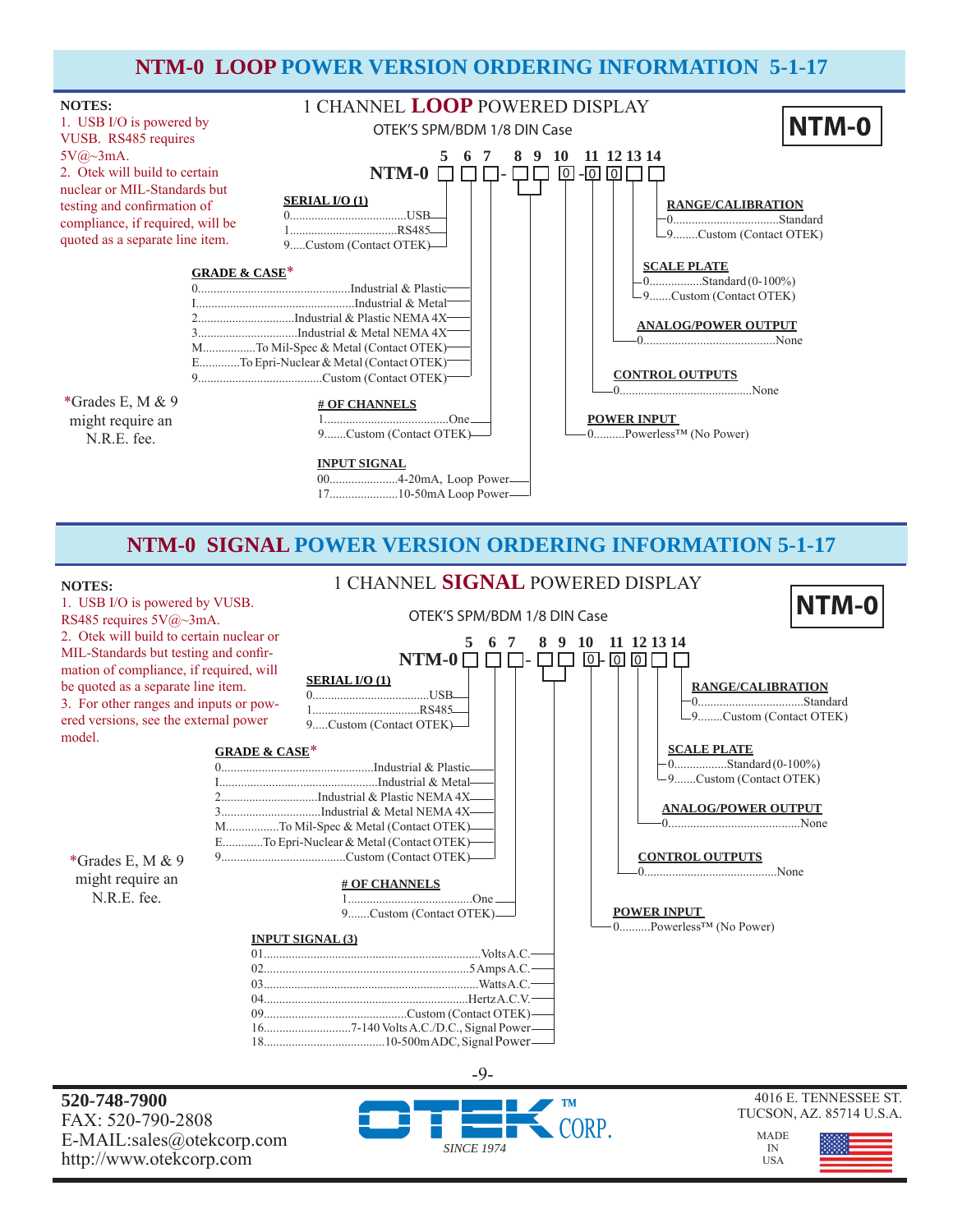## NTM-0 LOOP POWER VERSION ORDERING INFORMATION 5-1-17

**NOTES:**
1. USB I/O is powered by VUSB. RS485 requires 5V@~3mA.
2. Otek will build to certain nuclear or MIL-Standards but testing and confirmation of compliance, if required, will be quoted as a separate line item.

### 1 CHANNEL LOOP POWERED DISPLAY

OTEK'S SPM/BDM 1/8 DIN Case

**NTM-0**

NTM-0 ☐ ☐ ☐ - ☐ ☐ 0 - 0 0 ☐ ☐
(positions 5, 6, 7 - 8, 9, 10 - 11, 12, 13, 14)

**SERIAL I/O (1)** (position 5)
- 0.....USB
- 1.....RS485
- 9.....Custom (Contact OTEK)

**GRADE & CASE*** (position 6)
- 0.....Industrial & Plastic
- I.....Industrial & Metal
- 2.....Industrial & Plastic NEMA 4X
- 3.....Industrial & Metal NEMA 4X
- M.....To Mil-Spec & Metal (Contact OTEK)
- E.....To Epri-Nuclear & Metal (Contact OTEK)
- 9.....Custom (Contact OTEK)

*Grades E, M & 9 might require an N.R.E. fee.

**# OF CHANNELS** (position 7)
- 1.....One
- 9.....Custom (Contact OTEK)

**INPUT SIGNAL** (positions 8-9)
- 00.....4-20mA, Loop Power
- 17.....10-50mA Loop Power

**POWER INPUT** (position 10)
- 0.....Powerless™ (No Power)

**CONTROL OUTPUTS** (position 11)
- 0.....None

**ANALOG/POWER OUTPUT** (position 12)
- 0.....None

**SCALE PLATE** (position 13)
- 0.....Standard (0-100%)
- 9.....Custom (Contact OTEK)

**RANGE/CALIBRATION** (position 14)
- 0.....Standard
- 9.....Custom (Contact OTEK)

## NTM-0 SIGNAL POWER VERSION ORDERING INFORMATION 5-1-17

**NOTES:**
1. USB I/O is powered by VUSB. RS485 requires 5V@~3mA.
2. Otek will build to certain nuclear or MIL-Standards but testing and confirmation of compliance, if required, will be quoted as a separate line item.
3. For other ranges and inputs or powered versions, see the external power model.

### 1 CHANNEL SIGNAL POWERED DISPLAY

OTEK'S SPM/BDM 1/8 DIN Case

**NTM-0**

NTM-0 ☐ ☐ ☐ - ☐ ☐ 0 - 0 0 ☐ ☐
(positions 5, 6, 7 - 8, 9, 10 - 11, 12, 13, 14)

**SERIAL I/O (1)** (position 5)
- 0.....USB
- 1.....RS485
- 9.....Custom (Contact OTEK)

**GRADE & CASE*** (position 6)
- 0.....Industrial & Plastic
- I.....Industrial & Metal
- 2.....Industrial & Plastic NEMA 4X
- 3.....Industrial & Metal NEMA 4X
- M.....To Mil-Spec & Metal (Contact OTEK)
- E.....To Epri-Nuclear & Metal (Contact OTEK)
- 9.....Custom (Contact OTEK)

*Grades E, M & 9 might require an N.R.E. fee.

**# OF CHANNELS** (position 7)
- 1.....One
- 9.....Custom (Contact OTEK)

**INPUT SIGNAL (3)** (positions 8-9)
- 01.....Volts A.C.
- 02.....5 Amps A.C.
- 03.....Watts A.C.
- 04.....Hertz A.C.V.
- 09.....Custom (Contact OTEK)
- 16.....7-140 Volts A.C./D.C., Signal Power
- 18.....10-500mADC, Signal Power

**POWER INPUT** (position 10)
- 0.....Powerless™ (No Power)

**CONTROL OUTPUTS** (position 11)
- 0.....None

**ANALOG/POWER OUTPUT** (position 12)
- 0.....None

**SCALE PLATE** (position 13)
- 0.....Standard (0-100%)
- 9.....Custom (Contact OTEK)

**RANGE/CALIBRATION** (position 14)
- 0.....Standard
- 9.....Custom (Contact OTEK)

**520-748-7900**
FAX: 520-790-2808
E-MAIL:sales@otekcorp.com
http://www.otekcorp.com

OTEK™ CORP. SINCE 1974

4016 E. TENNESSEE ST.
TUCSON, AZ. 85714 U.S.A.

MADE IN USA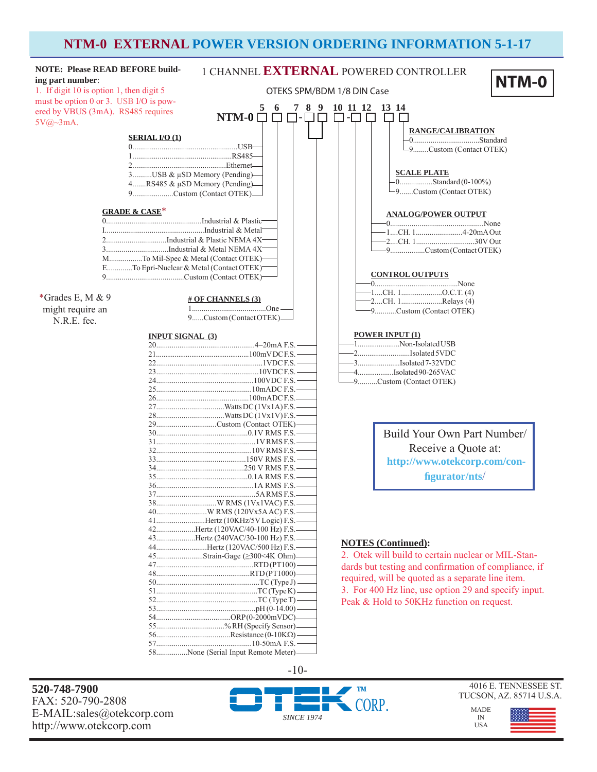# NTM-0 EXTERNAL POWER VERSION ORDERING INFORMATION 5-1-17

**NOTE: Please READ BEFORE building part number**:

1. If digit 10 is option 1, then digit 5 must be option 0 or 3. USB I/O is powered by VBUS (3mA). RS485 requires 5V@~3mA.

## 1 CHANNEL EXTERNAL POWERED CONTROLLER

OTEKS SPM/BDM 1/8 DIN Case

**NTM-0**

NTM-0 □ □ □ - □ □ □ - □ □ □ □

(Digits: 5, 6, 7, 8, 9, 10, 11, 12, 13, 14)

### SERIAL I/O (1)

- 0 ... USB
- 1 ... RS485
- 2 ... Ethernet
- 3 ... USB & µSD Memory (Pending)
- 4 ... RS485 & µSD Memory (Pending)
- 9 ... Custom (Contact OTEK)

### GRADE & CASE*

- 0 ... Industrial & Plastic
- I ... Industrial & Metal
- 2 ... Industrial & Plastic NEMA 4X
- 3 ... Industrial & Metal NEMA 4X
- M ... To Mil-Spec & Metal (Contact OTEK)
- E ... To Epri-Nuclear & Metal (Contact OTEK)
- 9 ... Custom (Contact OTEK)

*Grades E, M & 9 might require an N.R.E. fee.

### # OF CHANNELS (3)

- 1 ... One
- 9 ... Custom (Contact OTEK)

### INPUT SIGNAL (3)

- 20 ... 4–20mA F.S.
- 21 ... 100mV DC F.S.
- 22 ... 1VDC F.S.
- 23 ... 10VDC F.S.
- 24 ... 100VDC F.S.
- 25 ... 10mADC F.S.
- 26 ... 100mADC F.S.
- 27 ... Watts DC (1Vx1A) F.S.
- 28 ... Watts DC (1Vx1V) F.S.
- 29 ... Custom (Contact OTEK)
- 30 ... 0.1V RMS F.S.
- 31 ... 1V RMS F.S.
- 32 ... 10V RMS F.S.
- 33 ... 150V RMS F.S.
- 34 ... 250 V RMS F.S.
- 35 ... 0.1A RMS F.S.
- 36 ... 1A RMS F.S.
- 37 ... 5A RMS F.S.
- 38 ... W RMS (1Vx1VAC) F.S.
- 40 ... W RMS (120Vx5A AC) F.S.
- 41 ... Hertz (10KHz/5V Logic) F.S.
- 42 ... Hertz (120VAC/40-100 Hz) F.S.
- 43 ... Hertz (240VAC/30-100 Hz) F.S.
- 44 ... Hertz (120VAC/500 Hz) F.S.
- 45 ... Strain-Gage (≥300<4K Ohm)
- 47 ... RTD (PT100)
- 48 ... RTD (PT1000)
- 50 ... TC (Type J)
- 51 ... TC (Type K)
- 52 ... TC (Type T)
- 53 ... pH (0-14.00)
- 54 ... ORP (0-2000mVDC)
- 55 ... % RH (Specify Sensor)
- 56 ... Resistance (0-10KΩ)
- 57 ... 10-50mA F.S.
- 58 ... None (Serial Input Remote Meter)

### RANGE/CALIBRATION

- 0 ... Standard
- 9 ... Custom (Contact OTEK)

### SCALE PLATE

- 0 ... Standard (0-100%)
- 9 ... Custom (Contact OTEK)

### ANALOG/POWER OUTPUT

- 0 ... None
- 1 ... CH. 1 ... 4-20mA Out
- 2 ... CH. 1 ... 30V Out
- 9 ... Custom (Contact OTEK)

### CONTROL OUTPUTS

- 0 ... None
- 1 ... CH. 1 ... O.C.T. (4)
- 2 ... CH. 1 ... Relays (4)
- 9 ... Custom (Contact OTEK)

### POWER INPUT (1)

- 1 ... Non-Isolated USB
- 2 ... Isolated 5VDC
- 3 ... Isolated 7-32VDC
- 4 ... Isolated 90-265VAC
- 9 ... Custom (Contact OTEK)

Build Your Own Part Number/ Receive a Quote at: http://www.otekcorp.com/configurator/nts/

### NOTES (Continued):

2. Otek will build to certain nuclear or MIL-Standards but testing and confirmation of compliance, if required, will be quoted as a separate line item.
3. For 400 Hz line, use option 29 and specify input. Peak & Hold to 50KHz function on request.

**520-748-7900**
FAX: 520-790-2808
E-MAIL:sales@otekcorp.com
http://www.otekcorp.com

OTEK™ CORP. SINCE 1974

4016 E. TENNESSEE ST.
TUCSON, AZ. 85714 U.S.A.

MADE IN USA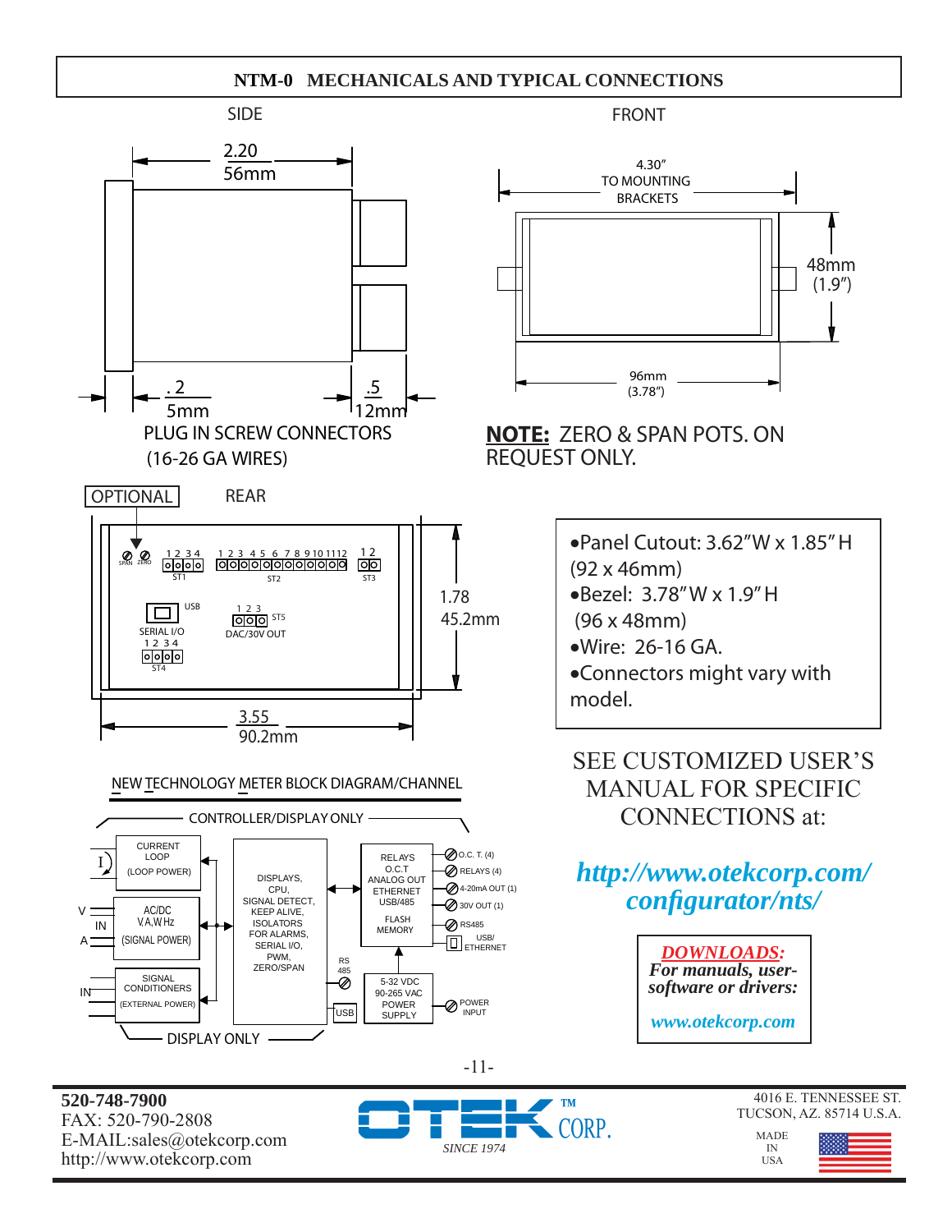# NTM-0 MECHANICALS AND TYPICAL CONNECTIONS

SIDE

2.20
56mm

.2
5mm

.5
12mm

PLUG IN SCREW CONNECTORS
(16-26 GA WIRES)

FRONT

4.30″
TO MOUNTING
BRACKETS

48mm
(1.9″)

96mm
(3.78″)

**NOTE:** ZERO & SPAN POTS. ON REQUEST ONLY.

OPTIONAL

REAR

SPAN ZERO

1 2 3 4
ST1

1 2 3 4 5 6 7 8 9 10 11 12
ST2

1 2
ST3

USB

SERIAL I/O
1 2 3 4
ST4

1 2 3
ST5
DAC/30V OUT

1.78
45.2mm

3.55
90.2mm

- Panel Cutout: 3.62″W x 1.85″H (92 x 46mm)
- Bezel: 3.78″W x 1.9″H (96 x 48mm)
- Wire: 26-16 GA.
- Connectors might vary with model.

NEW TECHNOLOGY METER BLOCK DIAGRAM/CHANNEL

CONTROLLER/DISPLAY ONLY

I
CURRENT LOOP
(LOOP POWER)

V
IN
A
AC/DC
V,A,W Hz
(SIGNAL POWER)

IN
SIGNAL CONDITIONERS
(EXTERNAL POWER)

DISPLAYS,
CPU,
SIGNAL DETECT,
KEEP ALIVE,
ISOLATORS
FOR ALARMS,
SERIAL I/O,
PWM,
ZERO/SPAN

RS 485

USB

RELAYS
O.C.T
ANALOG OUT
ETHERNET
USB/485

FLASH
MEMORY

O.C. T. (4)
RELAYS (4)
4-20mA OUT (1)
30V OUT (1)
RS485
USB/
ETHERNET

5-32 VDC
90-265 VAC
POWER
SUPPLY

POWER
INPUT

DISPLAY ONLY

SEE CUSTOMIZED USER'S MANUAL FOR SPECIFIC CONNECTIONS at:

***http://www.otekcorp.com/configurator/nts/***

***DOWNLOADS:***
***For manuals, user-software or drivers:***

***www.otekcorp.com***

**520-748-7900**
FAX: 520-790-2808
E-MAIL:sales@otekcorp.com
http://www.otekcorp.com

OTEK™ CORP.
*SINCE 1974*

4016 E. TENNESSEE ST.
TUCSON, AZ. 85714 U.S.A.

MADE IN USA